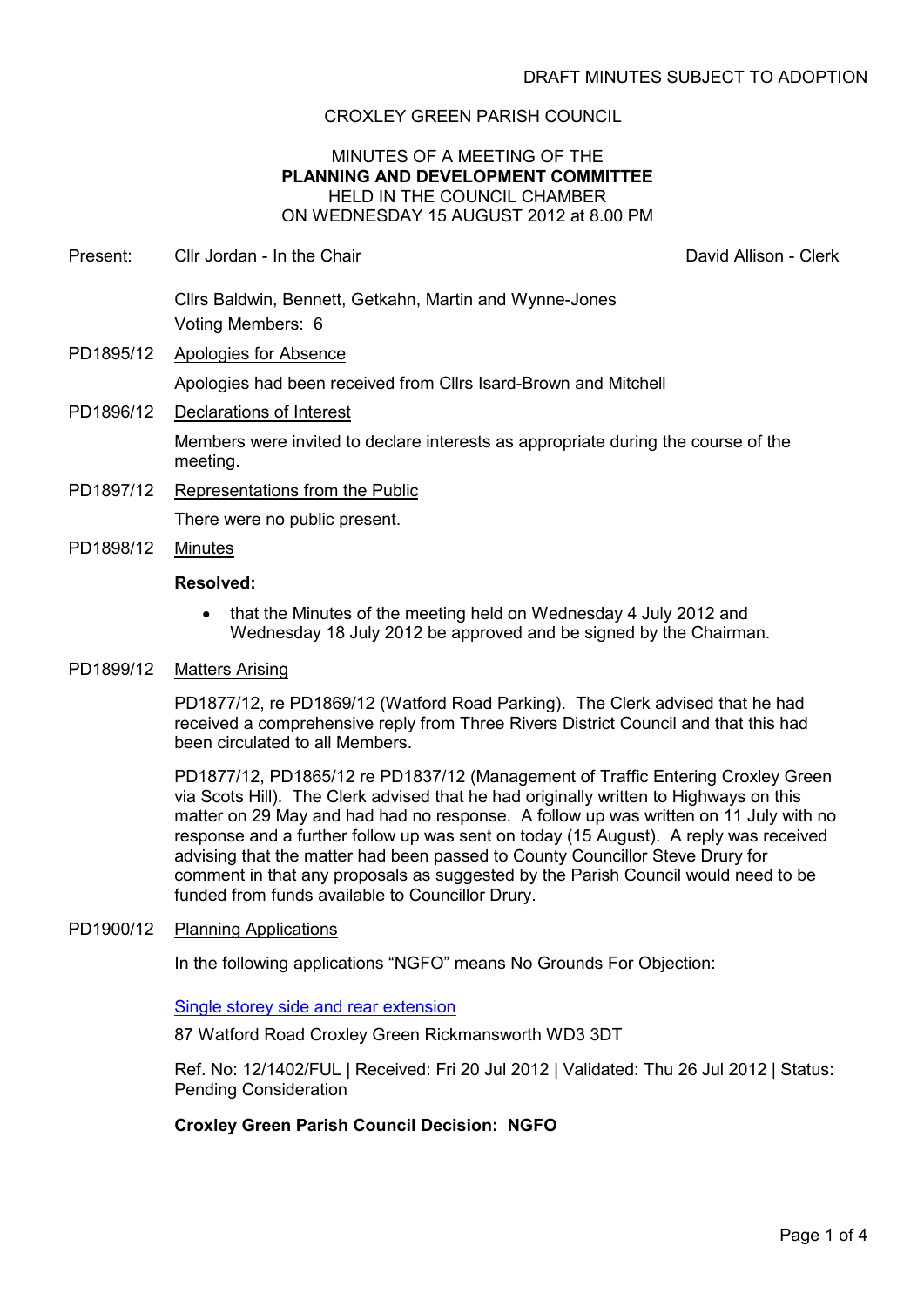DRAFT MINUTES SUBJECT TO ADOPTION

CROXLEY GREEN PARISH COUNCIL

MINUTES OF A MEETING OF THE
**PLANNING AND DEVELOPMENT COMMITTEE**
HELD IN THE COUNCIL CHAMBER
ON WEDNESDAY 15 AUGUST 2012 at 8.00 PM

Present: Cllr Jordan - In the Chair David Allison - Clerk

Cllrs Baldwin, Bennett, Getkahn, Martin and Wynne-Jones
Voting Members: 6

PD1895/12 Apologies for Absence

Apologies had been received from Cllrs Isard-Brown and Mitchell

PD1896/12 Declarations of Interest

Members were invited to declare interests as appropriate during the course of the meeting.

PD1897/12 Representations from the Public

There were no public present.

PD1898/12 Minutes

**Resolved:**

- that the Minutes of the meeting held on Wednesday 4 July 2012 and Wednesday 18 July 2012 be approved and be signed by the Chairman.

PD1899/12 Matters Arising

PD1877/12, re PD1869/12 (Watford Road Parking). The Clerk advised that he had received a comprehensive reply from Three Rivers District Council and that this had been circulated to all Members.

PD1877/12, PD1865/12 re PD1837/12 (Management of Traffic Entering Croxley Green via Scots Hill). The Clerk advised that he had originally written to Highways on this matter on 29 May and had had no response. A follow up was written on 11 July with no response and a further follow up was sent on today (15 August). A reply was received advising that the matter had been passed to County Councillor Steve Drury for comment in that any proposals as suggested by the Parish Council would need to be funded from funds available to Councillor Drury.

PD1900/12 Planning Applications

In the following applications "NGFO" means No Grounds For Objection:

Single storey side and rear extension

87 Watford Road Croxley Green Rickmansworth WD3 3DT

Ref. No: 12/1402/FUL | Received: Fri 20 Jul 2012 | Validated: Thu 26 Jul 2012 | Status: Pending Consideration

**Croxley Green Parish Council Decision: NGFO**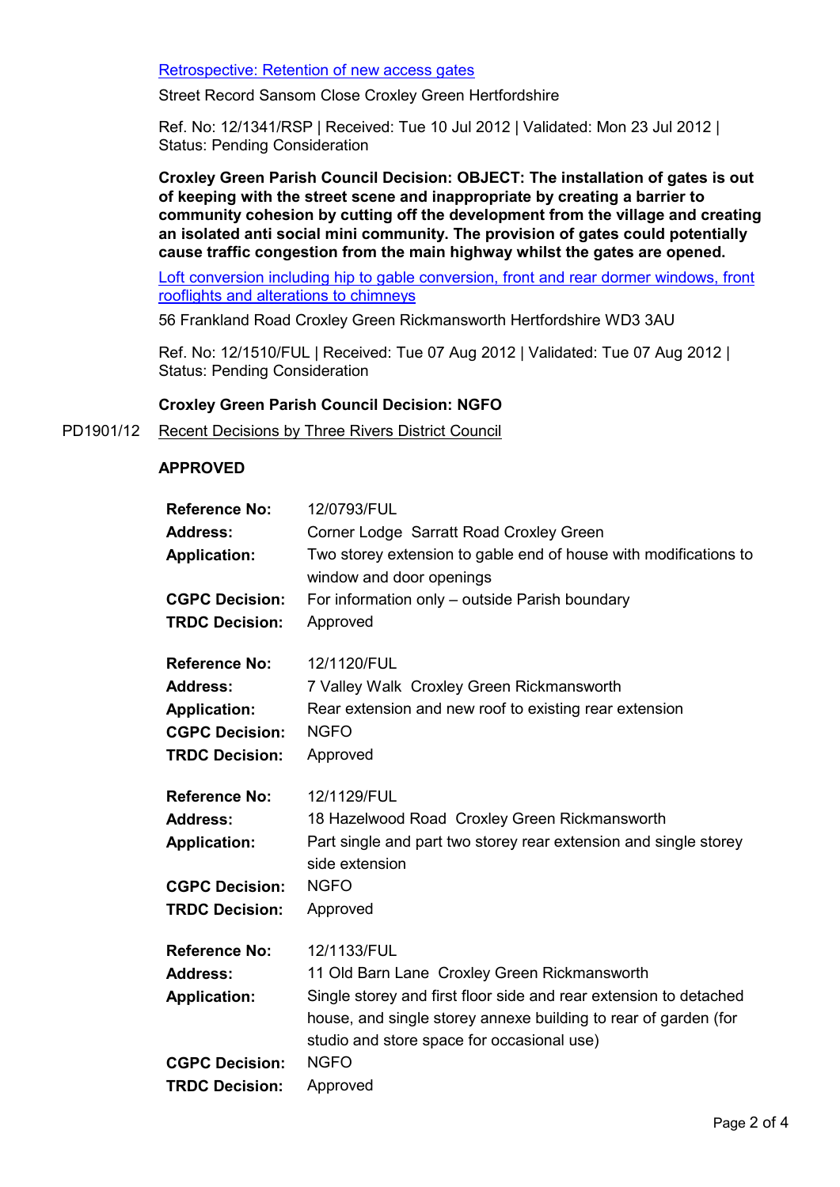[Retrospective: Retention of new access gates]

Street Record Sansom Close Croxley Green Hertfordshire

Ref. No: 12/1341/RSP | Received: Tue 10 Jul 2012 | Validated: Mon 23 Jul 2012 | Status: Pending Consideration

**Croxley Green Parish Council Decision: OBJECT: The installation of gates is out of keeping with the street scene and inappropriate by creating a barrier to community cohesion by cutting off the development from the village and creating an isolated anti social mini community. The provision of gates could potentially cause traffic congestion from the main highway whilst the gates are opened.**

[Loft conversion including hip to gable conversion, front and rear dormer windows, front rooflights and alterations to chimneys]

56 Frankland Road Croxley Green Rickmansworth Hertfordshire WD3 3AU

Ref. No: 12/1510/FUL | Received: Tue 07 Aug 2012 | Validated: Tue 07 Aug 2012 | Status: Pending Consideration

**Croxley Green Parish Council Decision: NGFO**

PD1901/12 Recent Decisions by Three Rivers District Council

**APPROVED**

| | |
|---|---|
| **Reference No:** | 12/0793/FUL |
| **Address:** | Corner Lodge Sarratt Road Croxley Green |
| **Application:** | Two storey extension to gable end of house with modifications to window and door openings |
| **CGPC Decision:** | For information only – outside Parish boundary |
| **TRDC Decision:** | Approved |

| | |
|---|---|
| **Reference No:** | 12/1120/FUL |
| **Address:** | 7 Valley Walk Croxley Green Rickmansworth |
| **Application:** | Rear extension and new roof to existing rear extension |
| **CGPC Decision:** | NGFO |
| **TRDC Decision:** | Approved |

| | |
|---|---|
| **Reference No:** | 12/1129/FUL |
| **Address:** | 18 Hazelwood Road Croxley Green Rickmansworth |
| **Application:** | Part single and part two storey rear extension and single storey side extension |
| **CGPC Decision:** | NGFO |
| **TRDC Decision:** | Approved |

| | |
|---|---|
| **Reference No:** | 12/1133/FUL |
| **Address:** | 11 Old Barn Lane Croxley Green Rickmansworth |
| **Application:** | Single storey and first floor side and rear extension to detached house, and single storey annexe building to rear of garden (for studio and store space for occasional use) |
| **CGPC Decision:** | NGFO |
| **TRDC Decision:** | Approved |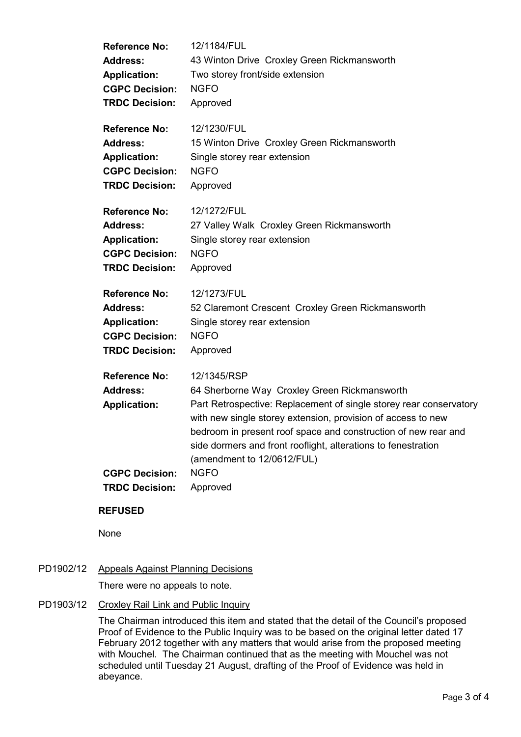**Reference No:** 12/1184/FUL
**Address:** 43 Winton Drive Croxley Green Rickmansworth
**Application:** Two storey front/side extension
**CGPC Decision:** NGFO
**TRDC Decision:** Approved

**Reference No:** 12/1230/FUL
**Address:** 15 Winton Drive Croxley Green Rickmansworth
**Application:** Single storey rear extension
**CGPC Decision:** NGFO
**TRDC Decision:** Approved

**Reference No:** 12/1272/FUL
**Address:** 27 Valley Walk Croxley Green Rickmansworth
**Application:** Single storey rear extension
**CGPC Decision:** NGFO
**TRDC Decision:** Approved

**Reference No:** 12/1273/FUL
**Address:** 52 Claremont Crescent Croxley Green Rickmansworth
**Application:** Single storey rear extension
**CGPC Decision:** NGFO
**TRDC Decision:** Approved

**Reference No:** 12/1345/RSP
**Address:** 64 Sherborne Way Croxley Green Rickmansworth
**Application:** Part Retrospective: Replacement of single storey rear conservatory with new single storey extension, provision of access to new bedroom in present roof space and construction of new rear and side dormers and front rooflight, alterations to fenestration (amendment to 12/0612/FUL)
**CGPC Decision:** NGFO
**TRDC Decision:** Approved

**REFUSED**

None

PD1902/12 Appeals Against Planning Decisions

There were no appeals to note.

PD1903/12 Croxley Rail Link and Public Inquiry

The Chairman introduced this item and stated that the detail of the Council's proposed Proof of Evidence to the Public Inquiry was to be based on the original letter dated 17 February 2012 together with any matters that would arise from the proposed meeting with Mouchel. The Chairman continued that as the meeting with Mouchel was not scheduled until Tuesday 21 August, drafting of the Proof of Evidence was held in abeyance.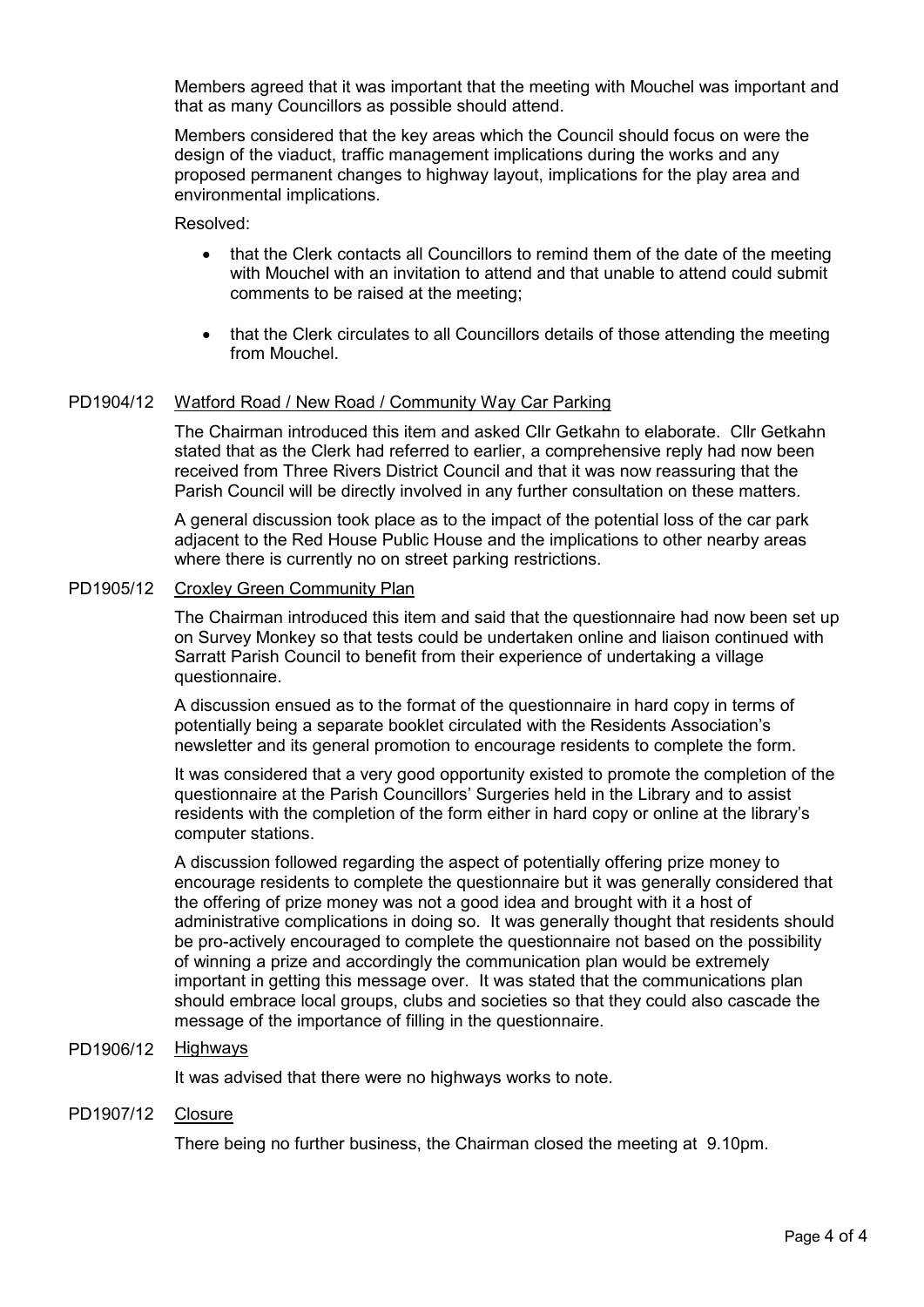Members agreed that it was important that the meeting with Mouchel was important and that as many Councillors as possible should attend.

Members considered that the key areas which the Council should focus on were the design of the viaduct, traffic management implications during the works and any proposed permanent changes to highway layout, implications for the play area and environmental implications.

Resolved:

- that the Clerk contacts all Councillors to remind them of the date of the meeting with Mouchel with an invitation to attend and that unable to attend could submit comments to be raised at the meeting;
- that the Clerk circulates to all Councillors details of those attending the meeting from Mouchel.

PD1904/12 Watford Road / New Road / Community Way Car Parking

The Chairman introduced this item and asked Cllr Getkahn to elaborate. Cllr Getkahn stated that as the Clerk had referred to earlier, a comprehensive reply had now been received from Three Rivers District Council and that it was now reassuring that the Parish Council will be directly involved in any further consultation on these matters.

A general discussion took place as to the impact of the potential loss of the car park adjacent to the Red House Public House and the implications to other nearby areas where there is currently no on street parking restrictions.

PD1905/12 Croxley Green Community Plan

The Chairman introduced this item and said that the questionnaire had now been set up on Survey Monkey so that tests could be undertaken online and liaison continued with Sarratt Parish Council to benefit from their experience of undertaking a village questionnaire.

A discussion ensued as to the format of the questionnaire in hard copy in terms of potentially being a separate booklet circulated with the Residents Association's newsletter and its general promotion to encourage residents to complete the form.

It was considered that a very good opportunity existed to promote the completion of the questionnaire at the Parish Councillors' Surgeries held in the Library and to assist residents with the completion of the form either in hard copy or online at the library's computer stations.

A discussion followed regarding the aspect of potentially offering prize money to encourage residents to complete the questionnaire but it was generally considered that the offering of prize money was not a good idea and brought with it a host of administrative complications in doing so. It was generally thought that residents should be pro-actively encouraged to complete the questionnaire not based on the possibility of winning a prize and accordingly the communication plan would be extremely important in getting this message over. It was stated that the communications plan should embrace local groups, clubs and societies so that they could also cascade the message of the importance of filling in the questionnaire.

PD1906/12 Highways

It was advised that there were no highways works to note.

PD1907/12 Closure

There being no further business, the Chairman closed the meeting at 9.10pm.